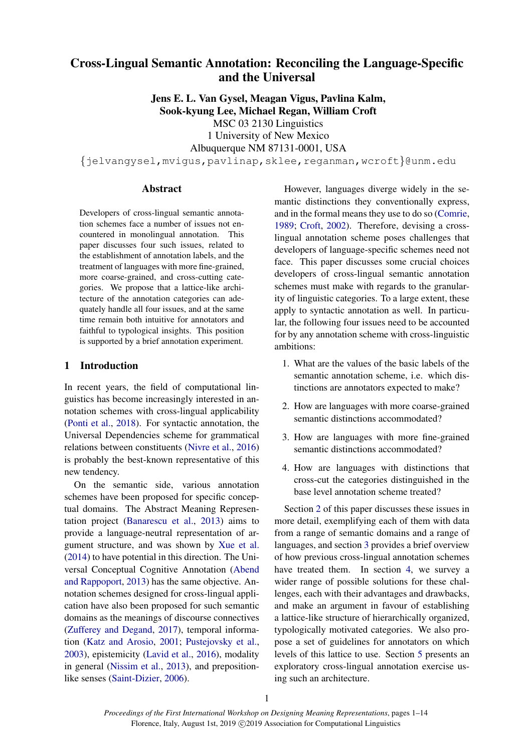# Cross-Lingual Semantic Annotation: Reconciling the Language-Specific and the Universal

**Jens E. L. Van Gysel, Meagan Vigus, Pavlina Kalm, Sook-kyung Lee, Michael Regan, William Croft**

MSC 03 2130 Linguistics
1 University of New Mexico
Albuquerque NM 87131-0001, USA

{jelvangysel,mvigus,pavlinap,sklee,reganman,wcroft}@unm.edu

## Abstract

Developers of cross-lingual semantic annotation schemes face a number of issues not encountered in monolingual annotation. This paper discusses four such issues, related to the establishment of annotation labels, and the treatment of languages with more fine-grained, more coarse-grained, and cross-cutting categories. We propose that a lattice-like architecture of the annotation categories can adequately handle all four issues, and at the same time remain both intuitive for annotators and faithful to typological insights. This position is supported by a brief annotation experiment.

## 1 Introduction

In recent years, the field of computational linguistics has become increasingly interested in annotation schemes with cross-lingual applicability (Ponti et al., 2018). For syntactic annotation, the Universal Dependencies scheme for grammatical relations between constituents (Nivre et al., 2016) is probably the best-known representative of this new tendency.

On the semantic side, various annotation schemes have been proposed for specific conceptual domains. The Abstract Meaning Representation project (Banarescu et al., 2013) aims to provide a language-neutral representation of argument structure, and was shown by Xue et al. (2014) to have potential in this direction. The Universal Conceptual Cognitive Annotation (Abend and Rappoport, 2013) has the same objective. Annotation schemes designed for cross-lingual application have also been proposed for such semantic domains as the meanings of discourse connectives (Zufferey and Degand, 2017), temporal information (Katz and Arosio, 2001; Pustejovsky et al., 2003), epistemicity (Lavid et al., 2016), modality in general (Nissim et al., 2013), and preposition-like senses (Saint-Dizier, 2006).

However, languages diverge widely in the semantic distinctions they conventionally express, and in the formal means they use to do so (Comrie, 1989; Croft, 2002). Therefore, devising a cross-lingual annotation scheme poses challenges that developers of language-specific schemes need not face. This paper discusses some crucial choices developers of cross-lingual semantic annotation schemes must make with regards to the granularity of linguistic categories. To a large extent, these apply to syntactic annotation as well. In particular, the following four issues need to be accounted for by any annotation scheme with cross-linguistic ambitions:

1. What are the values of the basic labels of the semantic annotation scheme, i.e. which distinctions are annotators expected to make?

2. How are languages with more coarse-grained semantic distinctions accommodated?

3. How are languages with more fine-grained semantic distinctions accommodated?

4. How are languages with distinctions that cross-cut the categories distinguished in the base level annotation scheme treated?

Section 2 of this paper discusses these issues in more detail, exemplifying each of them with data from a range of semantic domains and a range of languages, and section 3 provides a brief overview of how previous cross-lingual annotation schemes have treated them. In section 4, we survey a wider range of possible solutions for these challenges, each with their advantages and drawbacks, and make an argument in favour of establishing a lattice-like structure of hierarchically organized, typologically motivated categories. We also propose a set of guidelines for annotators on which levels of this lattice to use. Section 5 presents an exploratory cross-lingual annotation exercise using such an architecture.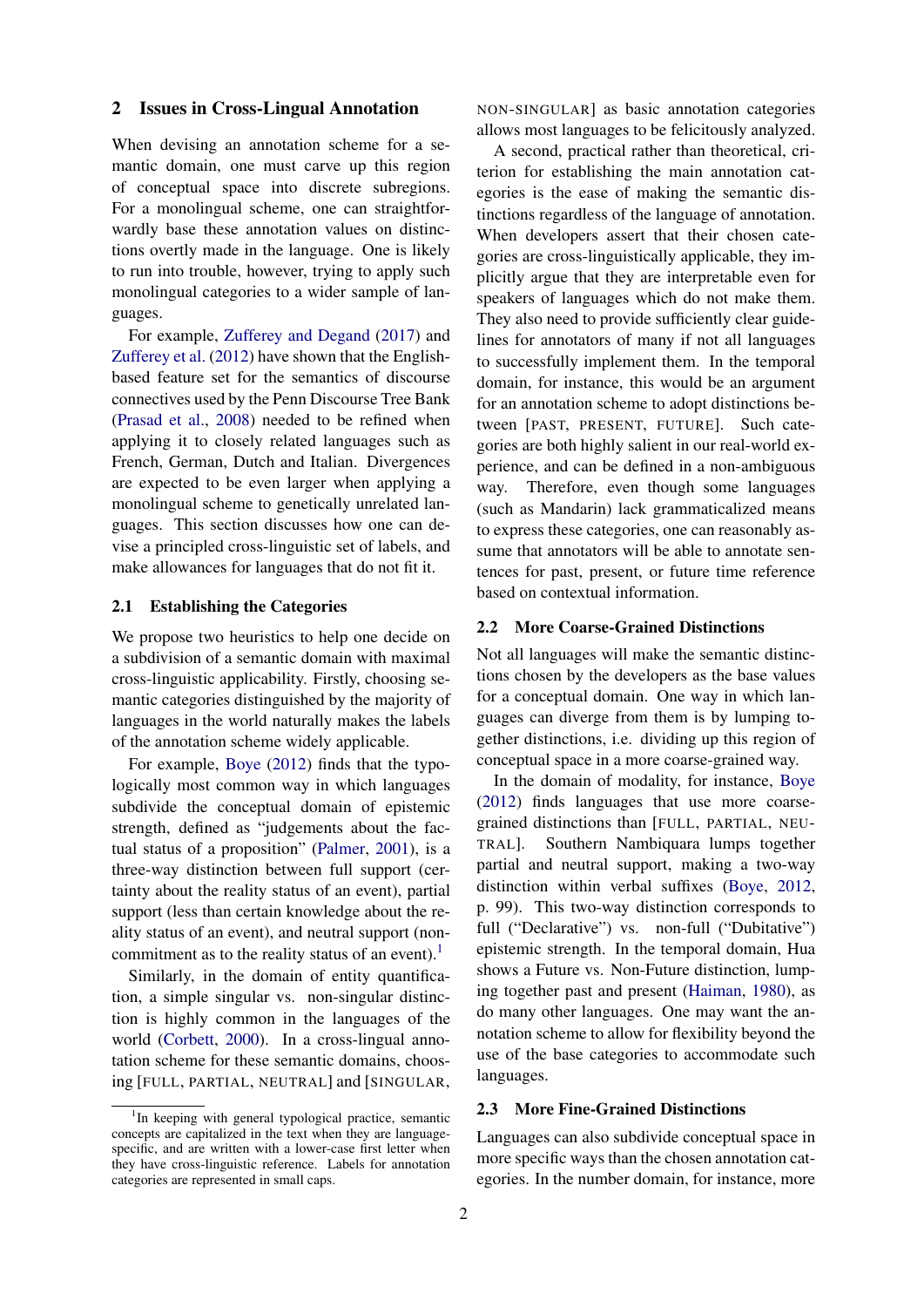## 2 Issues in Cross-Lingual Annotation

When devising an annotation scheme for a semantic domain, one must carve up this region of conceptual space into discrete subregions. For a monolingual scheme, one can straightforwardly base these annotation values on distinctions overtly made in the language. One is likely to run into trouble, however, trying to apply such monolingual categories to a wider sample of languages.

For example, Zufferey and Degand (2017) and Zufferey et al. (2012) have shown that the English-based feature set for the semantics of discourse connectives used by the Penn Discourse Tree Bank (Prasad et al., 2008) needed to be refined when applying it to closely related languages such as French, German, Dutch and Italian. Divergences are expected to be even larger when applying a monolingual scheme to genetically unrelated languages. This section discusses how one can devise a principled cross-linguistic set of labels, and make allowances for languages that do not fit it.

### 2.1 Establishing the Categories

We propose two heuristics to help one decide on a subdivision of a semantic domain with maximal cross-linguistic applicability. Firstly, choosing semantic categories distinguished by the majority of languages in the world naturally makes the labels of the annotation scheme widely applicable.

For example, Boye (2012) finds that the typologically most common way in which languages subdivide the conceptual domain of epistemic strength, defined as "judgements about the factual status of a proposition" (Palmer, 2001), is a three-way distinction between full support (certainty about the reality status of an event), partial support (less than certain knowledge about the reality status of an event), and neutral support (non-commitment as to the reality status of an event).[1]

Similarly, in the domain of entity quantification, a simple singular vs. non-singular distinction is highly common in the languages of the world (Corbett, 2000). In a cross-lingual annotation scheme for these semantic domains, choosing [FULL, PARTIAL, NEUTRAL] and [SINGULAR, NON-SINGULAR] as basic annotation categories allows most languages to be felicitously analyzed.

A second, practical rather than theoretical, criterion for establishing the main annotation categories is the ease of making the semantic distinctions regardless of the language of annotation. When developers assert that their chosen categories are cross-linguistically applicable, they implicitly argue that they are interpretable even for speakers of languages which do not make them. They also need to provide sufficiently clear guidelines for annotators of many if not all languages to successfully implement them. In the temporal domain, for instance, this would be an argument for an annotation scheme to adopt distinctions between [PAST, PRESENT, FUTURE]. Such categories are both highly salient in our real-world experience, and can be defined in a non-ambiguous way. Therefore, even though some languages (such as Mandarin) lack grammaticalized means to express these categories, one can reasonably assume that annotators will be able to annotate sentences for past, present, or future time reference based on contextual information.

### 2.2 More Coarse-Grained Distinctions

Not all languages will make the semantic distinctions chosen by the developers as the base values for a conceptual domain. One way in which languages can diverge from them is by lumping together distinctions, i.e. dividing up this region of conceptual space in a more coarse-grained way.

In the domain of modality, for instance, Boye (2012) finds languages that use more coarse-grained distinctions than [FULL, PARTIAL, NEUTRAL]. Southern Nambiquara lumps together partial and neutral support, making a two-way distinction within verbal suffixes (Boye, 2012, p. 99). This two-way distinction corresponds to full ("Declarative") vs. non-full ("Dubitative") epistemic strength. In the temporal domain, Hua shows a Future vs. Non-Future distinction, lumping together past and present (Haiman, 1980), as do many other languages. One may want the annotation scheme to allow for flexibility beyond the use of the base categories to accommodate such languages.

### 2.3 More Fine-Grained Distinctions

Languages can also subdivide conceptual space in more specific ways than the chosen annotation categories. In the number domain, for instance, more

---

[1] In keeping with general typological practice, semantic concepts are capitalized in the text when they are language-specific, and are written with a lower-case first letter when they have cross-linguistic reference. Labels for annotation categories are represented in small caps.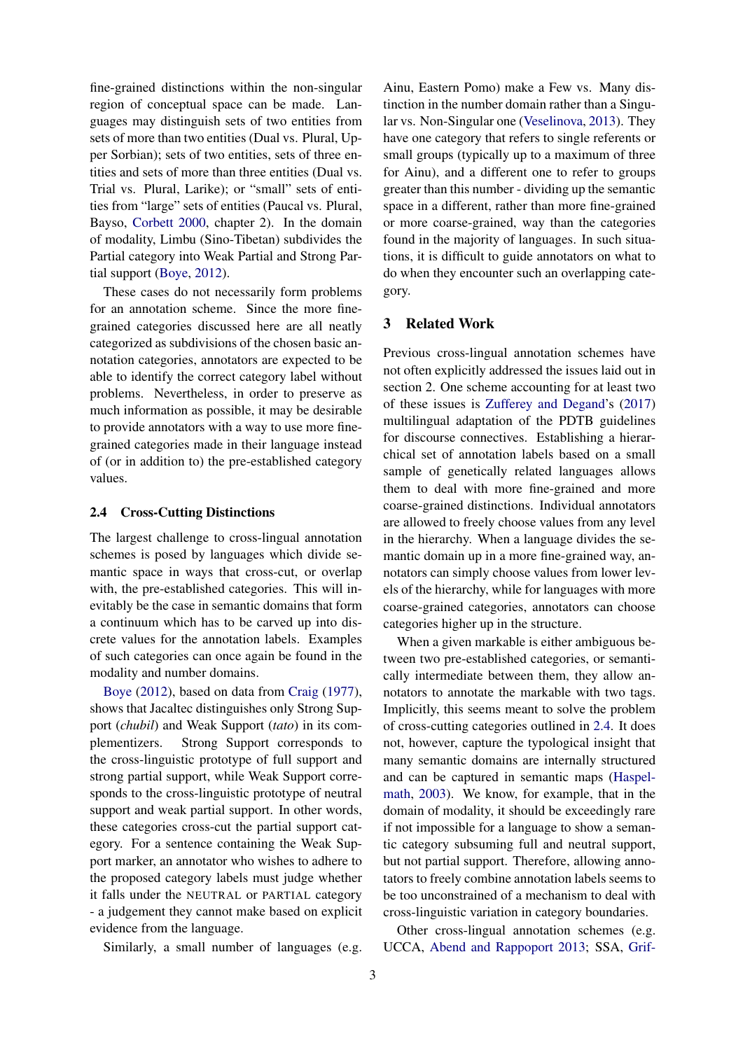fine-grained distinctions within the non-singular region of conceptual space can be made. Languages may distinguish sets of two entities from sets of more than two entities (Dual vs. Plural, Upper Sorbian); sets of two entities, sets of three entities and sets of more than three entities (Dual vs. Trial vs. Plural, Larike); or "small" sets of entities from "large" sets of entities (Paucal vs. Plural, Bayso, Corbett 2000, chapter 2). In the domain of modality, Limbu (Sino-Tibetan) subdivides the Partial category into Weak Partial and Strong Partial support (Boye, 2012).

These cases do not necessarily form problems for an annotation scheme. Since the more fine-grained categories discussed here are all neatly categorized as subdivisions of the chosen basic annotation categories, annotators are expected to be able to identify the correct category label without problems. Nevertheless, in order to preserve as much information as possible, it may be desirable to provide annotators with a way to use more fine-grained categories made in their language instead of (or in addition to) the pre-established category values.

### 2.4 Cross-Cutting Distinctions

The largest challenge to cross-lingual annotation schemes is posed by languages which divide semantic space in ways that cross-cut, or overlap with, the pre-established categories. This will inevitably be the case in semantic domains that form a continuum which has to be carved up into discrete values for the annotation labels. Examples of such categories can once again be found in the modality and number domains.

Boye (2012), based on data from Craig (1977), shows that Jacaltec distinguishes only Strong Support (*chubil*) and Weak Support (*tato*) in its complementizers. Strong Support corresponds to the cross-linguistic prototype of full support and strong partial support, while Weak Support corresponds to the cross-linguistic prototype of neutral support and weak partial support. In other words, these categories cross-cut the partial support category. For a sentence containing the Weak Support marker, an annotator who wishes to adhere to the proposed category labels must judge whether it falls under the NEUTRAL or PARTIAL category - a judgement they cannot make based on explicit evidence from the language.

Similarly, a small number of languages (e.g. Ainu, Eastern Pomo) make a Few vs. Many distinction in the number domain rather than a Singular vs. Non-Singular one (Veselinova, 2013). They have one category that refers to single referents or small groups (typically up to a maximum of three for Ainu), and a different one to refer to groups greater than this number - dividing up the semantic space in a different, rather than more fine-grained or more coarse-grained, way than the categories found in the majority of languages. In such situations, it is difficult to guide annotators on what to do when they encounter such an overlapping category.

## 3 Related Work

Previous cross-lingual annotation schemes have not often explicitly addressed the issues laid out in section 2. One scheme accounting for at least two of these issues is Zufferey and Degand's (2017) multilingual adaptation of the PDTB guidelines for discourse connectives. Establishing a hierarchical set of annotation labels based on a small sample of genetically related languages allows them to deal with more fine-grained and more coarse-grained distinctions. Individual annotators are allowed to freely choose values from any level in the hierarchy. When a language divides the semantic domain up in a more fine-grained way, annotators can simply choose values from lower levels of the hierarchy, while for languages with more coarse-grained categories, annotators can choose categories higher up in the structure.

When a given markable is either ambiguous between two pre-established categories, or semantically intermediate between them, they allow annotators to annotate the markable with two tags. Implicitly, this seems meant to solve the problem of cross-cutting categories outlined in 2.4. It does not, however, capture the typological insight that many semantic domains are internally structured and can be captured in semantic maps (Haspelmath, 2003). We know, for example, that in the domain of modality, it should be exceedingly rare if not impossible for a language to show a semantic category subsuming full and neutral support, but not partial support. Therefore, allowing annotators to freely combine annotation labels seems to be too unconstrained of a mechanism to deal with cross-linguistic variation in category boundaries.

Other cross-lingual annotation schemes (e.g. UCCA, Abend and Rappoport 2013; SSA, Grif-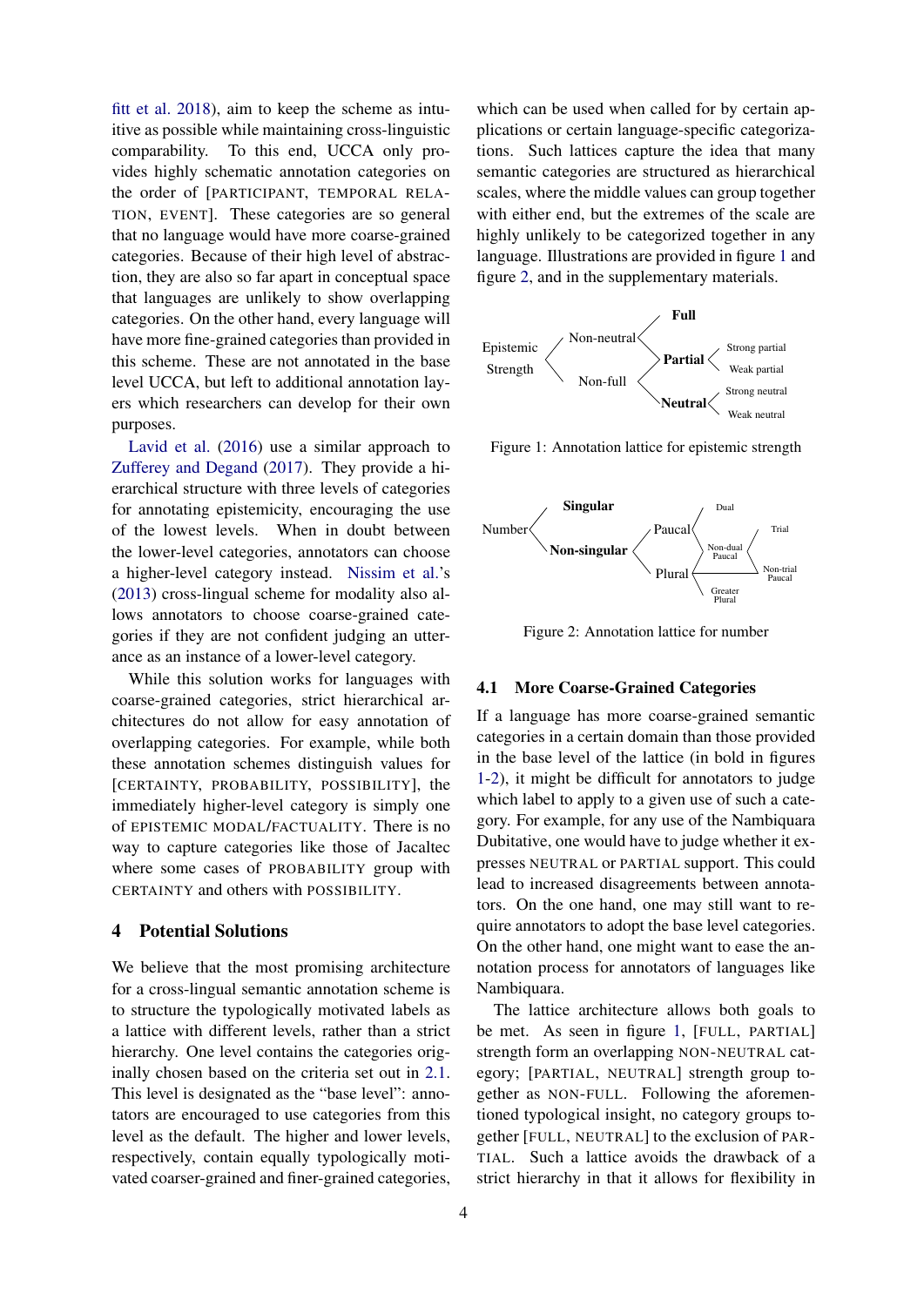fitt et al. 2018), aim to keep the scheme as intuitive as possible while maintaining cross-linguistic comparability. To this end, UCCA only provides highly schematic annotation categories on the order of [PARTICIPANT, TEMPORAL RELATION, EVENT]. These categories are so general that no language would have more coarse-grained categories. Because of their high level of abstraction, they are also so far apart in conceptual space that languages are unlikely to show overlapping categories. On the other hand, every language will have more fine-grained categories than provided in this scheme. These are not annotated in the base level UCCA, but left to additional annotation layers which researchers can develop for their own purposes.

Lavid et al. (2016) use a similar approach to Zufferey and Degand (2017). They provide a hierarchical structure with three levels of categories for annotating epistemicity, encouraging the use of the lowest levels. When in doubt between the lower-level categories, annotators can choose a higher-level category instead. Nissim et al.'s (2013) cross-lingual scheme for modality also allows annotators to choose coarse-grained categories if they are not confident judging an utterance as an instance of a lower-level category.

While this solution works for languages with coarse-grained categories, strict hierarchical architectures do not allow for easy annotation of overlapping categories. For example, while both these annotation schemes distinguish values for [CERTAINTY, PROBABILITY, POSSIBILITY], the immediately higher-level category is simply one of EPISTEMIC MODAL/FACTUALITY. There is no way to capture categories like those of Jacaltec where some cases of PROBABILITY group with CERTAINTY and others with POSSIBILITY.

## 4 Potential Solutions

We believe that the most promising architecture for a cross-lingual semantic annotation scheme is to structure the typologically motivated labels as a lattice with different levels, rather than a strict hierarchy. One level contains the categories originally chosen based on the criteria set out in 2.1. This level is designated as the "base level": annotators are encouraged to use categories from this level as the default. The higher and lower levels, respectively, contain equally typologically motivated coarser-grained and finer-grained categories, which can be used when called for by certain applications or certain language-specific categorizations. Such lattices capture the idea that many semantic categories are structured as hierarchical scales, where the middle values can group together with either end, but the extremes of the scale are highly unlikely to be categorized together in any language. Illustrations are provided in figure 1 and figure 2, and in the supplementary materials.

Figure 1: Annotation lattice for epistemic strength

Figure 2: Annotation lattice for number

### 4.1 More Coarse-Grained Categories

If a language has more coarse-grained semantic categories in a certain domain than those provided in the base level of the lattice (in bold in figures 1-2), it might be difficult for annotators to judge which label to apply to a given use of such a category. For example, for any use of the Nambiquara Dubitative, one would have to judge whether it expresses NEUTRAL or PARTIAL support. This could lead to increased disagreements between annotators. On the one hand, one may still want to require annotators to adopt the base level categories. On the other hand, one might want to ease the annotation process for annotators of languages like Nambiquara.

The lattice architecture allows both goals to be met. As seen in figure 1, [FULL, PARTIAL] strength form an overlapping NON-NEUTRAL category; [PARTIAL, NEUTRAL] strength group together as NON-FULL. Following the aforementioned typological insight, no category groups together [FULL, NEUTRAL] to the exclusion of PARTIAL. Such a lattice avoids the drawback of a strict hierarchy in that it allows for flexibility in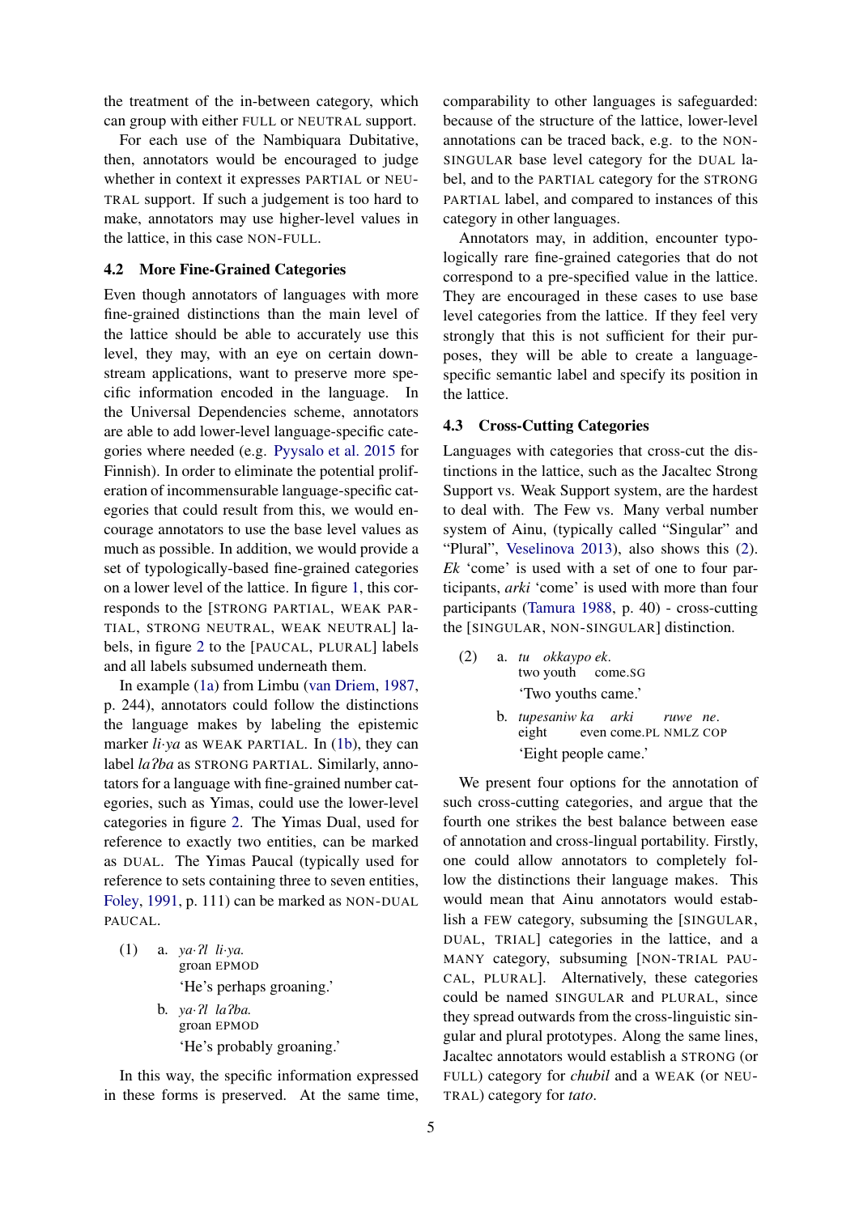the treatment of the in-between category, which can group with either FULL or NEUTRAL support.

For each use of the Nambiquara Dubitative, then, annotators would be encouraged to judge whether in context it expresses PARTIAL or NEUTRAL support. If such a judgement is too hard to make, annotators may use higher-level values in the lattice, in this case NON-FULL.

### 4.2 More Fine-Grained Categories

Even though annotators of languages with more fine-grained distinctions than the main level of the lattice should be able to accurately use this level, they may, with an eye on certain downstream applications, want to preserve more specific information encoded in the language. In the Universal Dependencies scheme, annotators are able to add lower-level language-specific categories where needed (e.g. Pyysalo et al. 2015 for Finnish). In order to eliminate the potential proliferation of incommensurable language-specific categories that could result from this, we would encourage annotators to use the base level values as much as possible. In addition, we would provide a set of typologically-based fine-grained categories on a lower level of the lattice. In figure 1, this corresponds to the [STRONG PARTIAL, WEAK PARTIAL, STRONG NEUTRAL, WEAK NEUTRAL] labels, in figure 2 to the [PAUCAL, PLURAL] labels and all labels subsumed underneath them.

In example (1a) from Limbu (van Driem, 1987, p. 244), annotators could follow the distinctions the language makes by labeling the epistemic marker *li·ya* as WEAK PARTIAL. In (1b), they can label *laʔba* as STRONG PARTIAL. Similarly, annotators for a language with fine-grained number categories, such as Yimas, could use the lower-level categories in figure 2. The Yimas Dual, used for reference to exactly two entities, can be marked as DUAL. The Yimas Paucal (typically used for reference to sets containing three to seven entities, Foley, 1991, p. 111) can be marked as NON-DUAL PAUCAL.

(1) a. *ya·ʔl li·ya.*
groan EPMOD
'He's perhaps groaning.'

b. *ya·ʔl laʔba.*
groan EPMOD
'He's probably groaning.'

In this way, the specific information expressed in these forms is preserved. At the same time, comparability to other languages is safeguarded: because of the structure of the lattice, lower-level annotations can be traced back, e.g. to the NON-SINGULAR base level category for the DUAL label, and to the PARTIAL category for the STRONG PARTIAL label, and compared to instances of this category in other languages.

Annotators may, in addition, encounter typologically rare fine-grained categories that do not correspond to a pre-specified value in the lattice. They are encouraged in these cases to use base level categories from the lattice. If they feel very strongly that this is not sufficient for their purposes, they will be able to create a language-specific semantic label and specify its position in the lattice.

### 4.3 Cross-Cutting Categories

Languages with categories that cross-cut the distinctions in the lattice, such as the Jacaltec Strong Support vs. Weak Support system, are the hardest to deal with. The Few vs. Many verbal number system of Ainu, (typically called "Singular" and "Plural", Veselinova 2013), also shows this (2). *Ek* 'come' is used with a set of one to four participants, *arki* 'come' is used with more than four participants (Tamura 1988, p. 40) - cross-cutting the [SINGULAR, NON-SINGULAR] distinction.

(2) a. *tu okkaypo ek.*
two youth come.SG
'Two youths came.'

b. *tupesaniw ka arki ruwe ne.*
eight even come.PL NMLZ COP
'Eight people came.'

We present four options for the annotation of such cross-cutting categories, and argue that the fourth one strikes the best balance between ease of annotation and cross-lingual portability. Firstly, one could allow annotators to completely follow the distinctions their language makes. This would mean that Ainu annotators would establish a FEW category, subsuming the [SINGULAR, DUAL, TRIAL] categories in the lattice, and a MANY category, subsuming [NON-TRIAL PAUCAL, PLURAL]. Alternatively, these categories could be named SINGULAR and PLURAL, since they spread outwards from the cross-linguistic singular and plural prototypes. Along the same lines, Jacaltec annotators would establish a STRONG (or FULL) category for *chubil* and a WEAK (or NEUTRAL) category for *tato*.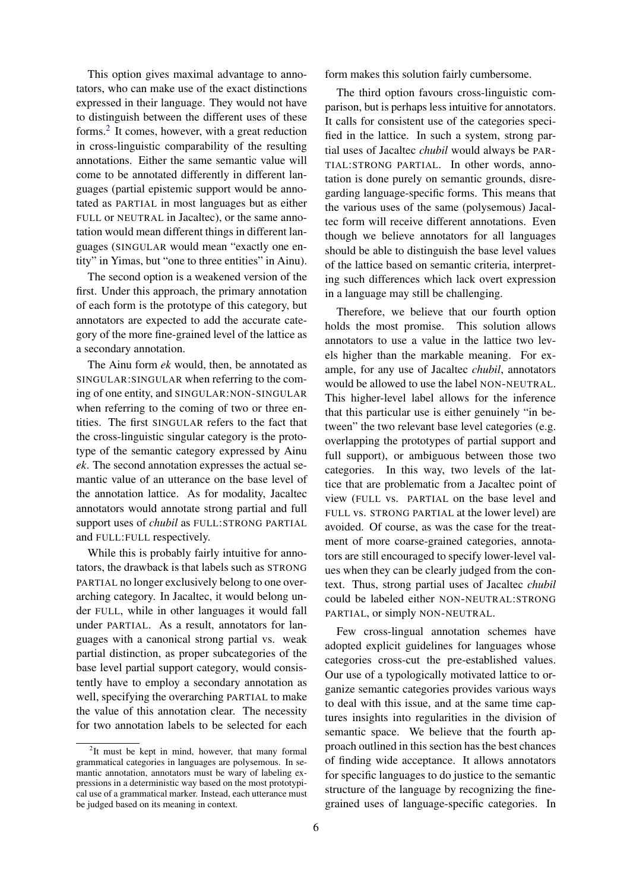This option gives maximal advantage to annotators, who can make use of the exact distinctions expressed in their language. They would not have to distinguish between the different uses of these forms.[2] It comes, however, with a great reduction in cross-linguistic comparability of the resulting annotations. Either the same semantic value will come to be annotated differently in different languages (partial epistemic support would be annotated as PARTIAL in most languages but as either FULL or NEUTRAL in Jacaltec), or the same annotation would mean different things in different languages (SINGULAR would mean "exactly one entity" in Yimas, but "one to three entities" in Ainu).

The second option is a weakened version of the first. Under this approach, the primary annotation of each form is the prototype of this category, but annotators are expected to add the accurate category of the more fine-grained level of the lattice as a secondary annotation.

The Ainu form *ek* would, then, be annotated as SINGULAR:SINGULAR when referring to the coming of one entity, and SINGULAR:NON-SINGULAR when referring to the coming of two or three entities. The first SINGULAR refers to the fact that the cross-linguistic singular category is the prototype of the semantic category expressed by Ainu *ek*. The second annotation expresses the actual semantic value of an utterance on the base level of the annotation lattice. As for modality, Jacaltec annotators would annotate strong partial and full support uses of *chubil* as FULL:STRONG PARTIAL and FULL:FULL respectively.

While this is probably fairly intuitive for annotators, the drawback is that labels such as STRONG PARTIAL no longer exclusively belong to one overarching category. In Jacaltec, it would belong under FULL, while in other languages it would fall under PARTIAL. As a result, annotators for languages with a canonical strong partial vs. weak partial distinction, as proper subcategories of the base level partial support category, would consistently have to employ a secondary annotation as well, specifying the overarching PARTIAL to make the value of this annotation clear. The necessity for two annotation labels to be selected for each form makes this solution fairly cumbersome.

The third option favours cross-linguistic comparison, but is perhaps less intuitive for annotators. It calls for consistent use of the categories specified in the lattice. In such a system, strong partial uses of Jacaltec *chubil* would always be PARTIAL:STRONG PARTIAL. In other words, annotation is done purely on semantic grounds, disregarding language-specific forms. This means that the various uses of the same (polysemous) Jacaltec form will receive different annotations. Even though we believe annotators for all languages should be able to distinguish the base level values of the lattice based on semantic criteria, interpreting such differences which lack overt expression in a language may still be challenging.

Therefore, we believe that our fourth option holds the most promise. This solution allows annotators to use a value in the lattice two levels higher than the markable meaning. For example, for any use of Jacaltec *chubil*, annotators would be allowed to use the label NON-NEUTRAL. This higher-level label allows for the inference that this particular use is either genuinely "in between" the two relevant base level categories (e.g. overlapping the prototypes of partial support and full support), or ambiguous between those two categories. In this way, two levels of the lattice that are problematic from a Jacaltec point of view (FULL vs. PARTIAL on the base level and FULL vs. STRONG PARTIAL at the lower level) are avoided. Of course, as was the case for the treatment of more coarse-grained categories, annotators are still encouraged to specify lower-level values when they can be clearly judged from the context. Thus, strong partial uses of Jacaltec *chubil* could be labeled either NON-NEUTRAL:STRONG PARTIAL, or simply NON-NEUTRAL.

Few cross-lingual annotation schemes have adopted explicit guidelines for languages whose categories cross-cut the pre-established values. Our use of a typologically motivated lattice to organize semantic categories provides various ways to deal with this issue, and at the same time captures insights into regularities in the division of semantic space. We believe that the fourth approach outlined in this section has the best chances of finding wide acceptance. It allows annotators for specific languages to do justice to the semantic structure of the language by recognizing the fine-grained uses of language-specific categories. In

[2] It must be kept in mind, however, that many formal grammatical categories in languages are polysemous. In semantic annotation, annotators must be wary of labeling expressions in a deterministic way based on the most prototypical use of a grammatical marker. Instead, each utterance must be judged based on its meaning in context.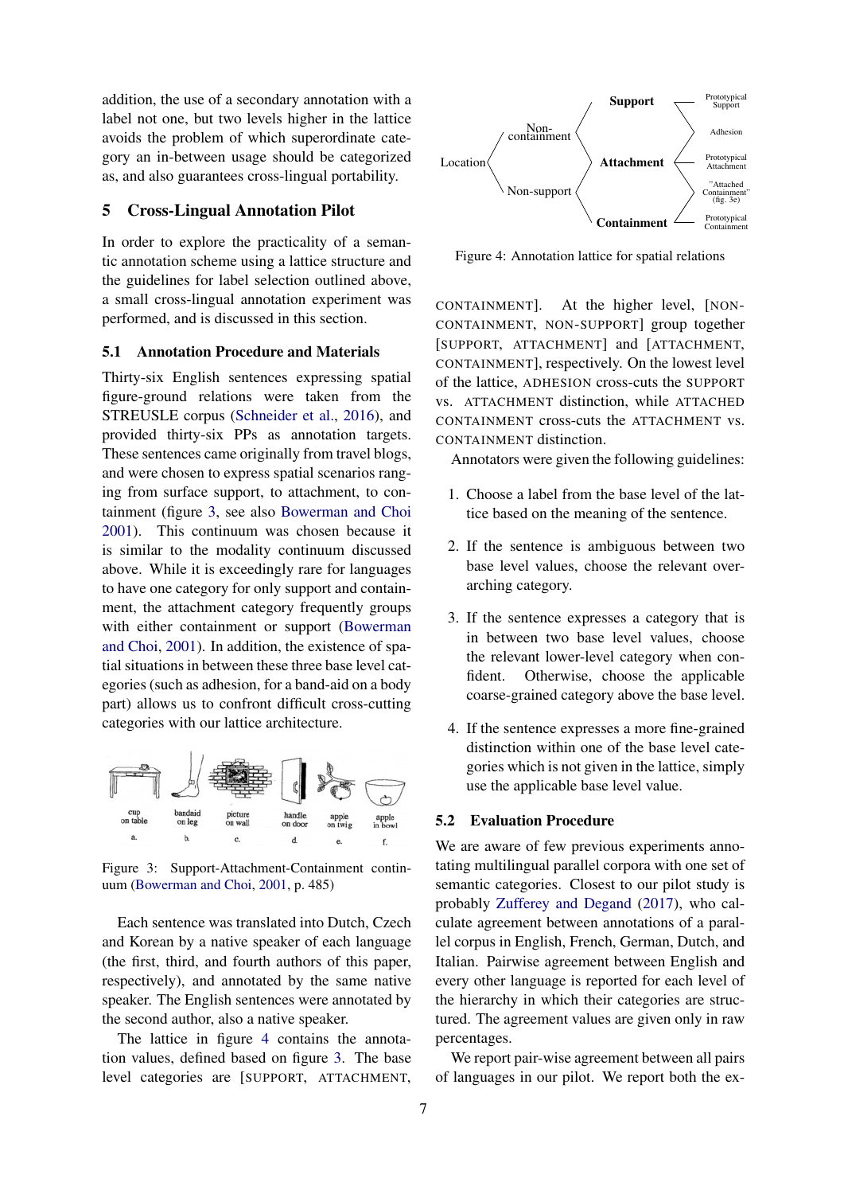addition, the use of a secondary annotation with a label not one, but two levels higher in the lattice avoids the problem of which superordinate category an in-between usage should be categorized as, and also guarantees cross-lingual portability.

## 5 Cross-Lingual Annotation Pilot

In order to explore the practicality of a semantic annotation scheme using a lattice structure and the guidelines for label selection outlined above, a small cross-lingual annotation experiment was performed, and is discussed in this section.

### 5.1 Annotation Procedure and Materials

Thirty-six English sentences expressing spatial figure-ground relations were taken from the STREUSLE corpus (Schneider et al., 2016), and provided thirty-six PPs as annotation targets. These sentences came originally from travel blogs, and were chosen to express spatial scenarios ranging from surface support, to attachment, to containment (figure 3, see also Bowerman and Choi 2001). This continuum was chosen because it is similar to the modality continuum discussed above. While it is exceedingly rare for languages to have one category for only support and containment, the attachment category frequently groups with either containment or support (Bowerman and Choi, 2001). In addition, the existence of spatial situations in between these three base level categories (such as adhesion, for a band-aid on a body part) allows us to confront difficult cross-cutting categories with our lattice architecture.

Figure 3: Support-Attachment-Containment continuum (Bowerman and Choi, 2001, p. 485)

Each sentence was translated into Dutch, Czech and Korean by a native speaker of each language (the first, third, and fourth authors of this paper, respectively), and annotated by the same native speaker. The English sentences were annotated by the second author, also a native speaker.

The lattice in figure 4 contains the annotation values, defined based on figure 3. The base level categories are [SUPPORT, ATTACHMENT, CONTAINMENT]. At the higher level, [NON-CONTAINMENT, NON-SUPPORT] group together [SUPPORT, ATTACHMENT] and [ATTACHMENT, CONTAINMENT], respectively. On the lowest level of the lattice, ADHESION cross-cuts the SUPPORT vs. ATTACHMENT distinction, while ATTACHED CONTAINMENT cross-cuts the ATTACHMENT vs. CONTAINMENT distinction.

Figure 4: Annotation lattice for spatial relations

Annotators were given the following guidelines:

1. Choose a label from the base level of the lattice based on the meaning of the sentence.
2. If the sentence is ambiguous between two base level values, choose the relevant overarching category.
3. If the sentence expresses a category that is in between two base level values, choose the relevant lower-level category when confident. Otherwise, choose the applicable coarse-grained category above the base level.
4. If the sentence expresses a more fine-grained distinction within one of the base level categories which is not given in the lattice, simply use the applicable base level value.

### 5.2 Evaluation Procedure

We are aware of few previous experiments annotating multilingual parallel corpora with one set of semantic categories. Closest to our pilot study is probably Zufferey and Degand (2017), who calculate agreement between annotations of a parallel corpus in English, French, German, Dutch, and Italian. Pairwise agreement between English and every other language is reported for each level of the hierarchy in which their categories are structured. The agreement values are given only in raw percentages.

We report pair-wise agreement between all pairs of languages in our pilot. We report both the ex-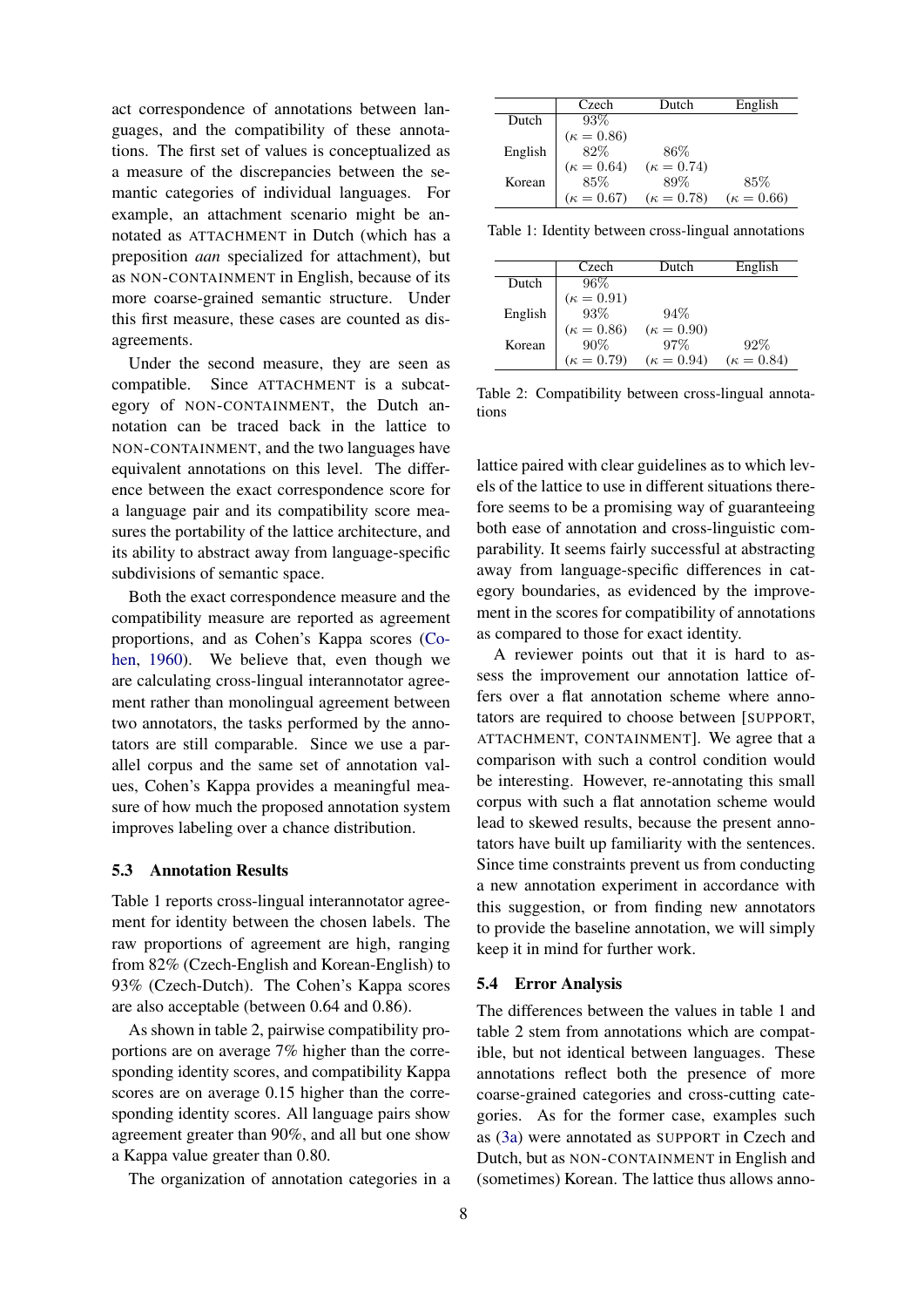act correspondence of annotations between languages, and the compatibility of these annotations. The first set of values is conceptualized as a measure of the discrepancies between the semantic categories of individual languages. For example, an attachment scenario might be annotated as ATTACHMENT in Dutch (which has a preposition *aan* specialized for attachment), but as NON-CONTAINMENT in English, because of its more coarse-grained semantic structure. Under this first measure, these cases are counted as disagreements.

Under the second measure, they are seen as compatible. Since ATTACHMENT is a subcategory of NON-CONTAINMENT, the Dutch annotation can be traced back in the lattice to NON-CONTAINMENT, and the two languages have equivalent annotations on this level. The difference between the exact correspondence score for a language pair and its compatibility score measures the portability of the lattice architecture, and its ability to abstract away from language-specific subdivisions of semantic space.

Both the exact correspondence measure and the compatibility measure are reported as agreement proportions, and as Cohen's Kappa scores (Cohen, 1960). We believe that, even though we are calculating cross-lingual interannotator agreement rather than monolingual agreement between two annotators, the tasks performed by the annotators are still comparable. Since we use a parallel corpus and the same set of annotation values, Cohen's Kappa provides a meaningful measure of how much the proposed annotation system improves labeling over a chance distribution.

### 5.3 Annotation Results

Table 1 reports cross-lingual interannotator agreement for identity between the chosen labels. The raw proportions of agreement are high, ranging from 82% (Czech-English and Korean-English) to 93% (Czech-Dutch). The Cohen's Kappa scores are also acceptable (between 0.64 and 0.86).

As shown in table 2, pairwise compatibility proportions are on average 7% higher than the corresponding identity scores, and compatibility Kappa scores are on average 0.15 higher than the corresponding identity scores. All language pairs show agreement greater than 90%, and all but one show a Kappa value greater than 0.80.

The organization of annotation categories in a lattice paired with clear guidelines as to which levels of the lattice to use in different situations therefore seems to be a promising way of guaranteeing both ease of annotation and cross-linguistic comparability. It seems fairly successful at abstracting away from language-specific differences in category boundaries, as evidenced by the improvement in the scores for compatibility of annotations as compared to those for exact identity.

|  | Czech | Dutch | English |
|---|---|---|---|
| Dutch | 93% ($\kappa = 0.86$) |  |  |
| English | 82% ($\kappa = 0.64$) | 86% ($\kappa = 0.74$) |  |
| Korean | 85% ($\kappa = 0.67$) | 89% ($\kappa = 0.78$) | 85% ($\kappa = 0.66$) |

Table 1: Identity between cross-lingual annotations

|  | Czech | Dutch | English |
|---|---|---|---|
| Dutch | 96% ($\kappa = 0.91$) |  |  |
| English | 93% ($\kappa = 0.86$) | 94% ($\kappa = 0.90$) |  |
| Korean | 90% ($\kappa = 0.79$) | 97% ($\kappa = 0.94$) | 92% ($\kappa = 0.84$) |

Table 2: Compatibility between cross-lingual annotations

A reviewer points out that it is hard to assess the improvement our annotation lattice offers over a flat annotation scheme where annotators are required to choose between [SUPPORT, ATTACHMENT, CONTAINMENT]. We agree that a comparison with such a control condition would be interesting. However, re-annotating this small corpus with such a flat annotation scheme would lead to skewed results, because the present annotators have built up familiarity with the sentences. Since time constraints prevent us from conducting a new annotation experiment in accordance with this suggestion, or from finding new annotators to provide the baseline annotation, we will simply keep it in mind for further work.

### 5.4 Error Analysis

The differences between the values in table 1 and table 2 stem from annotations which are compatible, but not identical between languages. These annotations reflect both the presence of more coarse-grained categories and cross-cutting categories. As for the former case, examples such as (3a) were annotated as SUPPORT in Czech and Dutch, but as NON-CONTAINMENT in English and (sometimes) Korean. The lattice thus allows anno-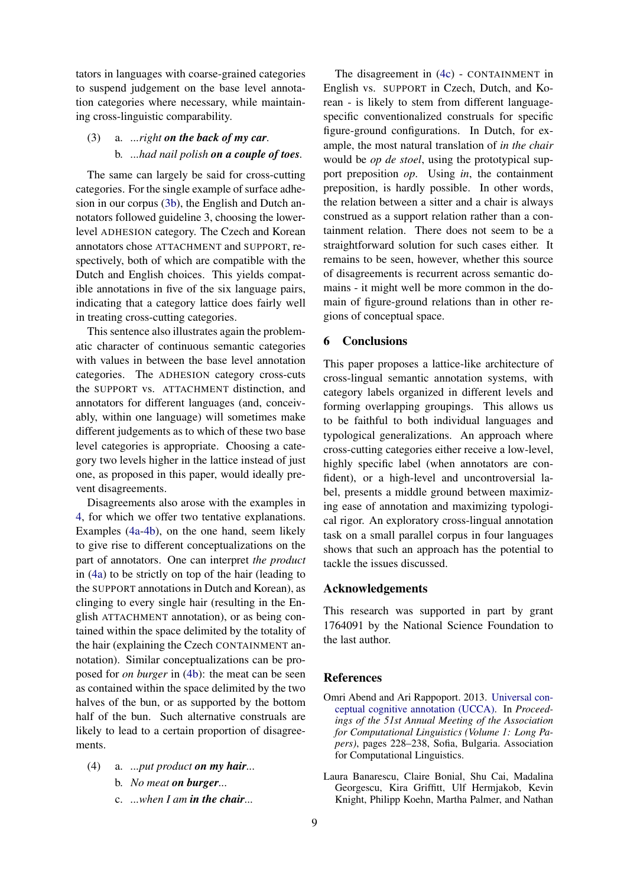tators in languages with coarse-grained categories to suspend judgement on the base level annotation categories where necessary, while maintaining cross-linguistic comparability.

(3) a. *...right **on the back of my car**.*

b. *...had nail polish **on a couple of toes**.*

The same can largely be said for cross-cutting categories. For the single example of surface adhesion in our corpus (3b), the English and Dutch annotators followed guideline 3, choosing the lower-level ADHESION category. The Czech and Korean annotators chose ATTACHMENT and SUPPORT, respectively, both of which are compatible with the Dutch and English choices. This yields compatible annotations in five of the six language pairs, indicating that a category lattice does fairly well in treating cross-cutting categories.

This sentence also illustrates again the problematic character of continuous semantic categories with values in between the base level annotation categories. The ADHESION category cross-cuts the SUPPORT vs. ATTACHMENT distinction, and annotators for different languages (and, conceivably, within one language) will sometimes make different judgements as to which of these two base level categories is appropriate. Choosing a category two levels higher in the lattice instead of just one, as proposed in this paper, would ideally prevent disagreements.

Disagreements also arose with the examples in 4, for which we offer two tentative explanations. Examples (4a-4b), on the one hand, seem likely to give rise to different conceptualizations on the part of annotators. One can interpret *the product* in (4a) to be strictly on top of the hair (leading to the SUPPORT annotations in Dutch and Korean), as clinging to every single hair (resulting in the English ATTACHMENT annotation), or as being contained within the space delimited by the totality of the hair (explaining the Czech CONTAINMENT annotation). Similar conceptualizations can be proposed for *on burger* in (4b): the meat can be seen as contained within the space delimited by the two halves of the bun, or as supported by the bottom half of the bun. Such alternative construals are likely to lead to a certain proportion of disagreements.

(4) a. *...put product **on my hair**...*

b. *No meat **on burger**...*

c. *...when I am **in the chair**...*

The disagreement in (4c) - CONTAINMENT in English vs. SUPPORT in Czech, Dutch, and Korean - is likely to stem from different language-specific conventionalized construals for specific figure-ground configurations. In Dutch, for example, the most natural translation of *in the chair* would be *op de stoel*, using the prototypical support preposition *op*. Using *in*, the containment preposition, is hardly possible. In other words, the relation between a sitter and a chair is always construed as a support relation rather than a containment relation. There does not seem to be a straightforward solution for such cases either. It remains to be seen, however, whether this source of disagreements is recurrent across semantic domains - it might well be more common in the domain of figure-ground relations than in other regions of conceptual space.

## 6 Conclusions

This paper proposes a lattice-like architecture of cross-lingual semantic annotation systems, with category labels organized in different levels and forming overlapping groupings. This allows us to be faithful to both individual languages and typological generalizations. An approach where cross-cutting categories either receive a low-level, highly specific label (when annotators are confident), or a high-level and uncontroversial label, presents a middle ground between maximizing ease of annotation and maximizing typological rigor. An exploratory cross-lingual annotation task on a small parallel corpus in four languages shows that such an approach has the potential to tackle the issues discussed.

## Acknowledgements

This research was supported in part by grant 1764091 by the National Science Foundation to the last author.

## References

Omri Abend and Ari Rappoport. 2013. Universal conceptual cognitive annotation (UCCA). In *Proceedings of the 51st Annual Meeting of the Association for Computational Linguistics (Volume 1: Long Papers)*, pages 228–238, Sofia, Bulgaria. Association for Computational Linguistics.

Laura Banarescu, Claire Bonial, Shu Cai, Madalina Georgescu, Kira Griffitt, Ulf Hermjakob, Kevin Knight, Philipp Koehn, Martha Palmer, and Nathan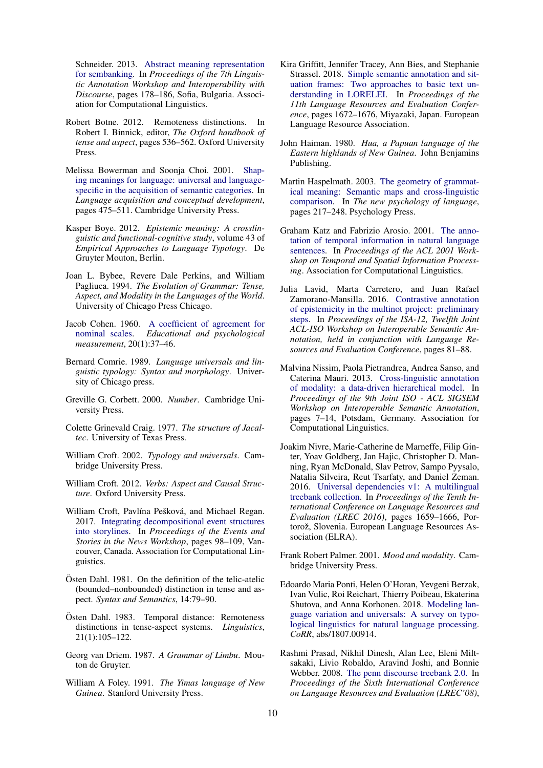Schneider. 2013. Abstract meaning representation for sembanking. In *Proceedings of the 7th Linguistic Annotation Workshop and Interoperability with Discourse*, pages 178–186, Sofia, Bulgaria. Association for Computational Linguistics.

Robert Botne. 2012. Remoteness distinctions. In Robert I. Binnick, editor, *The Oxford handbook of tense and aspect*, pages 536–562. Oxford University Press.

Melissa Bowerman and Soonja Choi. 2001. Shaping meanings for language: universal and language-specific in the acquisition of semantic categories. In *Language acquisition and conceptual development*, pages 475–511. Cambridge University Press.

Kasper Boye. 2012. *Epistemic meaning: A crosslinguistic and functional-cognitive study*, volume 43 of *Empirical Approaches to Language Typology*. De Gruyter Mouton, Berlin.

Joan L. Bybee, Revere Dale Perkins, and William Pagliuca. 1994. *The Evolution of Grammar: Tense, Aspect, and Modality in the Languages of the World*. University of Chicago Press Chicago.

Jacob Cohen. 1960. A coefficient of agreement for nominal scales. *Educational and psychological measurement*, 20(1):37–46.

Bernard Comrie. 1989. *Language universals and linguistic typology: Syntax and morphology*. University of Chicago press.

Greville G. Corbett. 2000. *Number*. Cambridge University Press.

Colette Grinevald Craig. 1977. *The structure of Jacaltec*. University of Texas Press.

William Croft. 2002. *Typology and universals*. Cambridge University Press.

William Croft. 2012. *Verbs: Aspect and Causal Structure*. Oxford University Press.

William Croft, Pavlína Pešková, and Michael Regan. 2017. Integrating decompositional event structures into storylines. In *Proceedings of the Events and Stories in the News Workshop*, pages 98–109, Vancouver, Canada. Association for Computational Linguistics.

Östen Dahl. 1981. On the definition of the telic-atelic (bounded–nonbounded) distinction in tense and aspect. *Syntax and Semantics*, 14:79–90.

Östen Dahl. 1983. Temporal distance: Remoteness distinctions in tense-aspect systems. *Linguistics*, 21(1):105–122.

Georg van Driem. 1987. *A Grammar of Limbu*. Mouton de Gruyter.

William A Foley. 1991. *The Yimas language of New Guinea*. Stanford University Press.

Kira Griffitt, Jennifer Tracey, Ann Bies, and Stephanie Strassel. 2018. Simple semantic annotation and situation frames: Two approaches to basic text understanding in LORELEI. In *Proceedings of the 11th Language Resources and Evaluation Conference*, pages 1672–1676, Miyazaki, Japan. European Language Resource Association.

John Haiman. 1980. *Hua, a Papuan language of the Eastern highlands of New Guinea*. John Benjamins Publishing.

Martin Haspelmath. 2003. The geometry of grammatical meaning: Semantic maps and cross-linguistic comparison. In *The new psychology of language*, pages 217–248. Psychology Press.

Graham Katz and Fabrizio Arosio. 2001. The annotation of temporal information in natural language sentences. In *Proceedings of the ACL 2001 Workshop on Temporal and Spatial Information Processing*. Association for Computational Linguistics.

Julia Lavid, Marta Carretero, and Juan Rafael Zamorano-Mansilla. 2016. Contrastive annotation of epistemicity in the multinot project: preliminary steps. In *Proceedings of the ISA-12, Twelfth Joint ACL-ISO Workshop on Interoperable Semantic Annotation, held in conjunction with Language Resources and Evaluation Conference*, pages 81–88.

Malvina Nissim, Paola Pietrandrea, Andrea Sanso, and Caterina Mauri. 2013. Cross-linguistic annotation of modality: a data-driven hierarchical model. In *Proceedings of the 9th Joint ISO - ACL SIGSEM Workshop on Interoperable Semantic Annotation*, pages 7–14, Potsdam, Germany. Association for Computational Linguistics.

Joakim Nivre, Marie-Catherine de Marneffe, Filip Ginter, Yoav Goldberg, Jan Hajic, Christopher D. Manning, Ryan McDonald, Slav Petrov, Sampo Pyysalo, Natalia Silveira, Reut Tsarfaty, and Daniel Zeman. 2016. Universal dependencies v1: A multilingual treebank collection. In *Proceedings of the Tenth International Conference on Language Resources and Evaluation (LREC 2016)*, pages 1659–1666, Portorož, Slovenia. European Language Resources Association (ELRA).

Frank Robert Palmer. 2001. *Mood and modality*. Cambridge University Press.

Edoardo Maria Ponti, Helen O'Horan, Yevgeni Berzak, Ivan Vulic, Roi Reichart, Thierry Poibeau, Ekaterina Shutova, and Anna Korhonen. 2018. Modeling language variation and universals: A survey on typological linguistics for natural language processing. *CoRR*, abs/1807.00914.

Rashmi Prasad, Nikhil Dinesh, Alan Lee, Eleni Miltsakaki, Livio Robaldo, Aravind Joshi, and Bonnie Webber. 2008. The penn discourse treebank 2.0. In *Proceedings of the Sixth International Conference on Language Resources and Evaluation (LREC'08)*,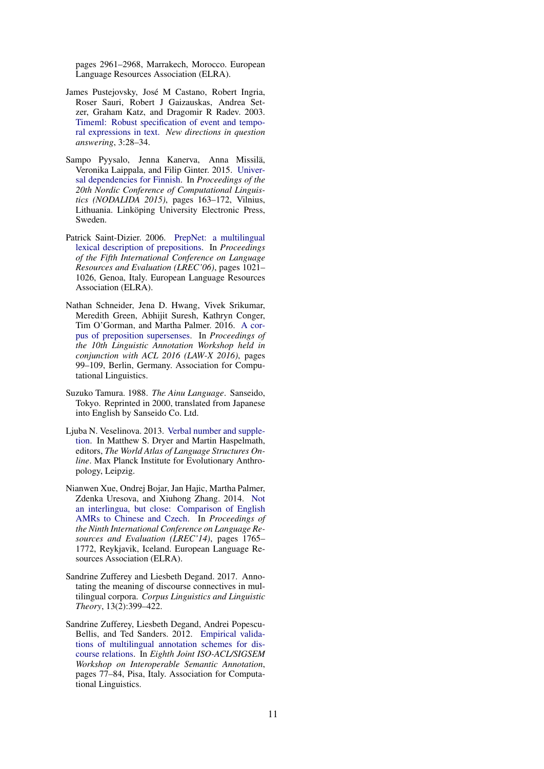pages 2961–2968, Marrakech, Morocco. European Language Resources Association (ELRA).

James Pustejovsky, José M Castano, Robert Ingria, Roser Sauri, Robert J Gaizauskas, Andrea Setzer, Graham Katz, and Dragomir R Radev. 2003. Timeml: Robust specification of event and temporal expressions in text. *New directions in question answering*, 3:28–34.

Sampo Pyysalo, Jenna Kanerva, Anna Missilä, Veronika Laippala, and Filip Ginter. 2015. Universal dependencies for Finnish. In *Proceedings of the 20th Nordic Conference of Computational Linguistics (NODALIDA 2015)*, pages 163–172, Vilnius, Lithuania. Linköping University Electronic Press, Sweden.

Patrick Saint-Dizier. 2006. PrepNet: a multilingual lexical description of prepositions. In *Proceedings of the Fifth International Conference on Language Resources and Evaluation (LREC'06)*, pages 1021–1026, Genoa, Italy. European Language Resources Association (ELRA).

Nathan Schneider, Jena D. Hwang, Vivek Srikumar, Meredith Green, Abhijit Suresh, Kathryn Conger, Tim O'Gorman, and Martha Palmer. 2016. A corpus of preposition supersenses. In *Proceedings of the 10th Linguistic Annotation Workshop held in conjunction with ACL 2016 (LAW-X 2016)*, pages 99–109, Berlin, Germany. Association for Computational Linguistics.

Suzuko Tamura. 1988. *The Ainu Language*. Sanseido, Tokyo. Reprinted in 2000, translated from Japanese into English by Sanseido Co. Ltd.

Ljuba N. Veselinova. 2013. Verbal number and suppletion. In Matthew S. Dryer and Martin Haspelmath, editors, *The World Atlas of Language Structures Online*. Max Planck Institute for Evolutionary Anthropology, Leipzig.

Nianwen Xue, Ondrej Bojar, Jan Hajic, Martha Palmer, Zdenka Uresova, and Xiuhong Zhang. 2014. Not an interlingua, but close: Comparison of English AMRs to Chinese and Czech. In *Proceedings of the Ninth International Conference on Language Resources and Evaluation (LREC'14)*, pages 1765–1772, Reykjavik, Iceland. European Language Resources Association (ELRA).

Sandrine Zufferey and Liesbeth Degand. 2017. Annotating the meaning of discourse connectives in multilingual corpora. *Corpus Linguistics and Linguistic Theory*, 13(2):399–422.

Sandrine Zufferey, Liesbeth Degand, Andrei Popescu-Bellis, and Ted Sanders. 2012. Empirical validations of multilingual annotation schemes for discourse relations. In *Eighth Joint ISO-ACL/SIGSEM Workshop on Interoperable Semantic Annotation*, pages 77–84, Pisa, Italy. Association for Computational Linguistics.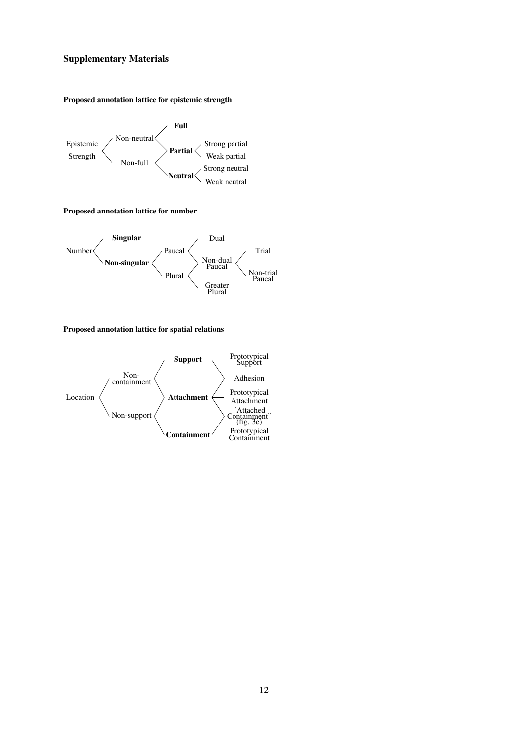## Supplementary Materials

#### Proposed annotation lattice for epistemic strength

Epistemic Strength

Non-neutral

Non-full

**Full**

**Partial**

Strong partial

Weak partial

**Neutral**

Strong neutral

Weak neutral

#### Proposed annotation lattice for number

Number

**Singular**

**Non-singular**

Paucal

Plural

Dual

Non-dual Paucal

Greater Plural

Trial

Non-trial Paucal

#### Proposed annotation lattice for spatial relations

Location

Non-containment

Non-support

**Support**

**Attachment**

**Containment**

Prototypical Support

Adhesion

Prototypical Attachment

"Attached Containment" (fig. 3e)

Prototypical Containment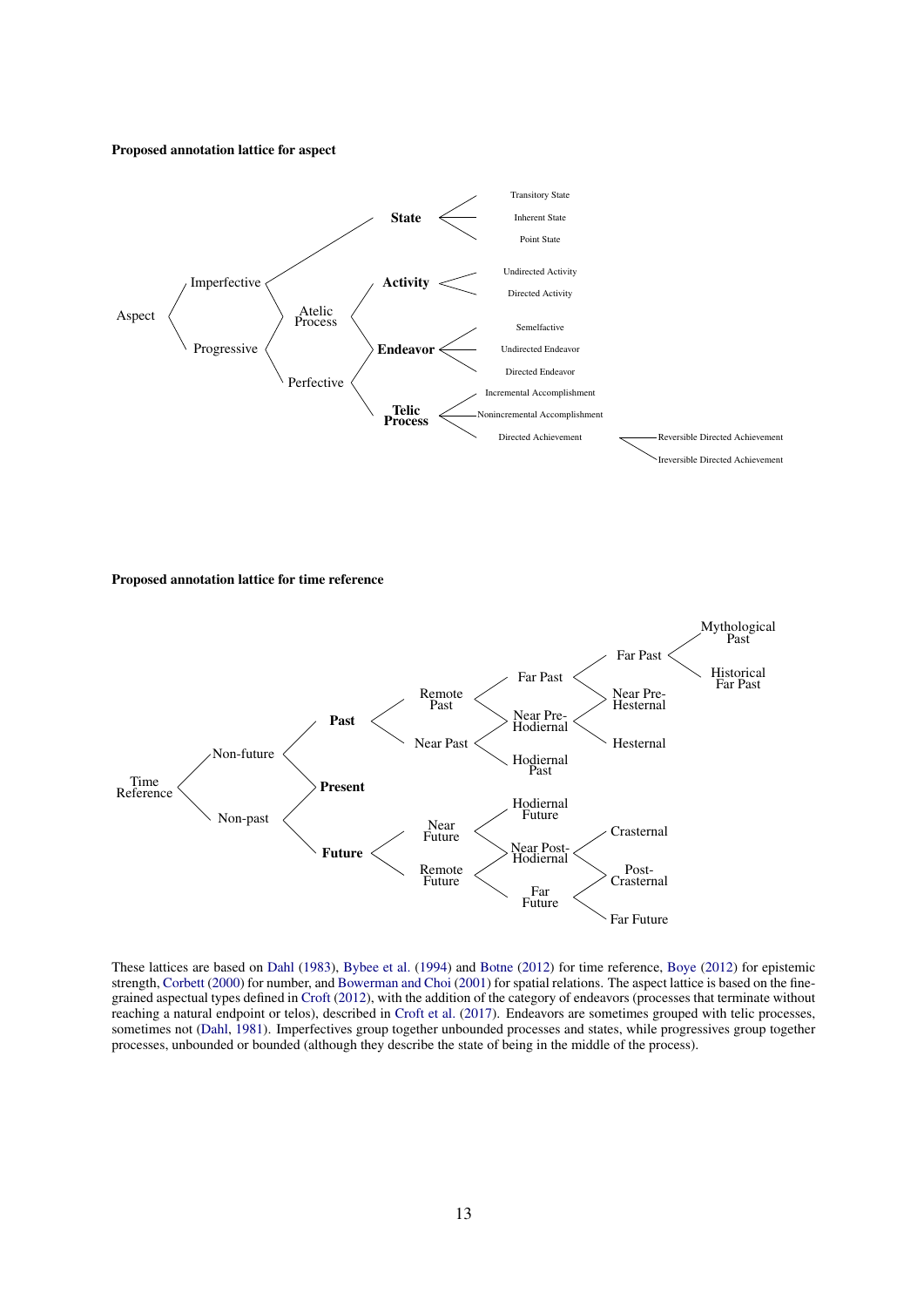**Proposed annotation lattice for aspect**

- Aspect
  - Imperfective
    - **State**
      - Transitory State
      - Inherent State
      - Point State
    - Atelic Process
  - Progressive
    - Atelic Process
      - **Activity**
        - Undirected Activity
        - Directed Activity
      - **Endeavor**
    - Perfective
      - **Endeavor**
        - Semelfactive
        - Undirected Endeavor
        - Directed Endeavor
      - **Telic Process**
        - Incremental Accomplishment
        - Nonincremental Accomplishment
        - Directed Achievement
          - Reversible Directed Achievement
          - Ireversible Directed Achievement

**Proposed annotation lattice for time reference**

- Time Reference
  - Non-future
    - **Past**
      - Remote Past
        - Far Past
          - Far Past
            - Mythological Past
            - Historical Far Past
          - Near Pre-Hesternal
        - Near Pre-Hodiernal
      - Near Past
        - Near Pre-Hodiernal
          - Near Pre-Hesternal
          - Hesternal
        - Hodiernal Past
    - **Present**
  - Non-past
    - **Present**
    - **Future**
      - Near Future
        - Hodiernal Future
        - Near Post-Hodiernal
      - Remote Future
        - Near Post-Hodiernal
          - Crasternal
          - Post-Crasternal
        - Far Future
          - Post-Crasternal
          - Far Future

These lattices are based on Dahl (1983), Bybee et al. (1994) and Botne (2012) for time reference, Boye (2012) for epistemic strength, Corbett (2000) for number, and Bowerman and Choi (2001) for spatial relations. The aspect lattice is based on the fine-grained aspectual types defined in Croft (2012), with the addition of the category of endeavors (processes that terminate without reaching a natural endpoint or telos), described in Croft et al. (2017). Endeavors are sometimes grouped with telic processes, sometimes not (Dahl, 1981). Imperfectives group together unbounded processes and states, while progressives group together processes, unbounded or bounded (although they describe the state of being in the middle of the process).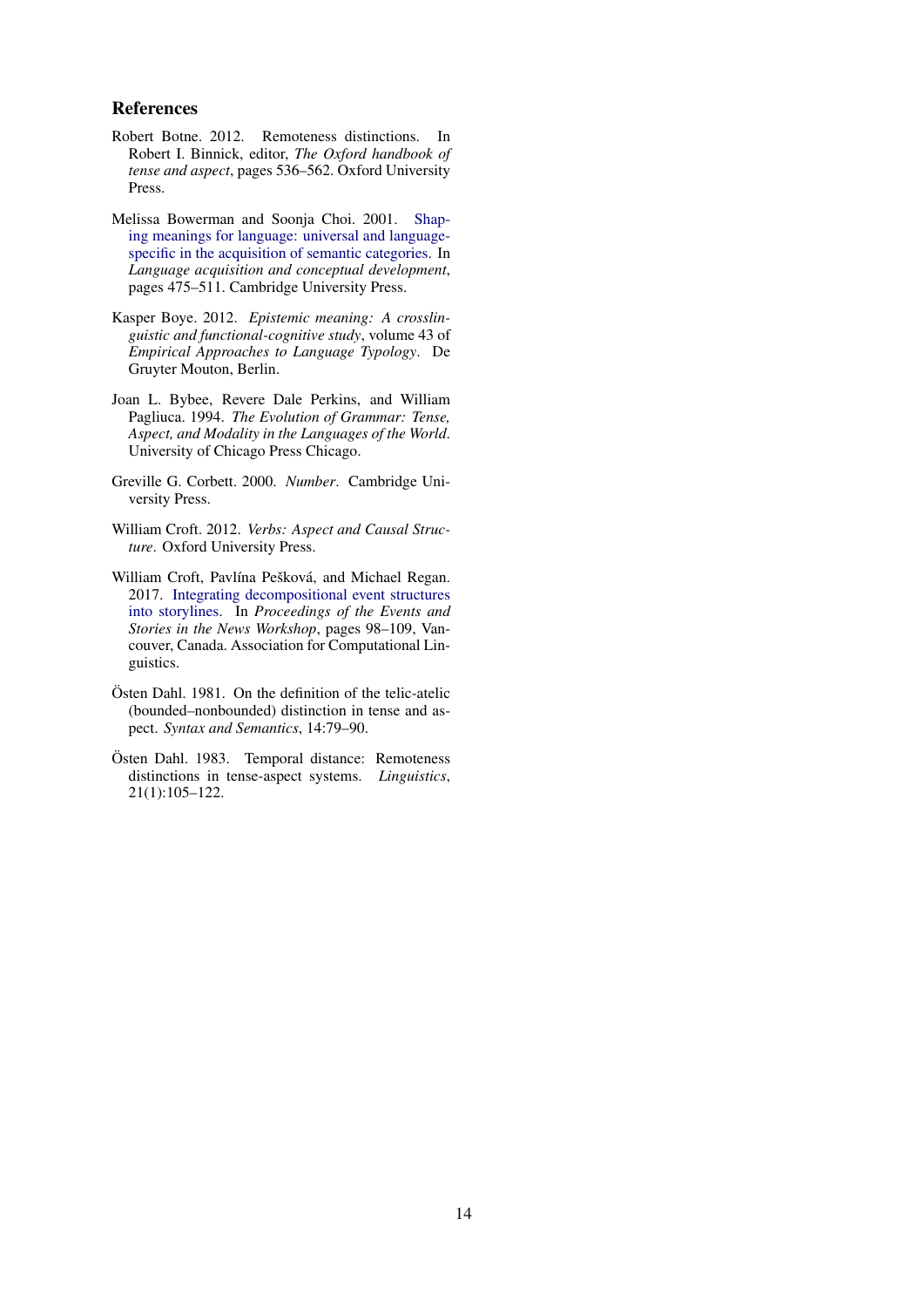## References

Robert Botne. 2012. Remoteness distinctions. In Robert I. Binnick, editor, *The Oxford handbook of tense and aspect*, pages 536–562. Oxford University Press.

Melissa Bowerman and Soonja Choi. 2001. Shaping meanings for language: universal and language-specific in the acquisition of semantic categories. In *Language acquisition and conceptual development*, pages 475–511. Cambridge University Press.

Kasper Boye. 2012. *Epistemic meaning: A crosslinguistic and functional-cognitive study*, volume 43 of *Empirical Approaches to Language Typology*. De Gruyter Mouton, Berlin.

Joan L. Bybee, Revere Dale Perkins, and William Pagliuca. 1994. *The Evolution of Grammar: Tense, Aspect, and Modality in the Languages of the World*. University of Chicago Press Chicago.

Greville G. Corbett. 2000. *Number*. Cambridge University Press.

William Croft. 2012. *Verbs: Aspect and Causal Structure*. Oxford University Press.

William Croft, Pavlína Pešková, and Michael Regan. 2017. Integrating decompositional event structures into storylines. In *Proceedings of the Events and Stories in the News Workshop*, pages 98–109, Vancouver, Canada. Association for Computational Linguistics.

Östen Dahl. 1981. On the definition of the telic-atelic (bounded–nonbounded) distinction in tense and aspect. *Syntax and Semantics*, 14:79–90.

Östen Dahl. 1983. Temporal distance: Remoteness distinctions in tense-aspect systems. *Linguistics*, 21(1):105–122.